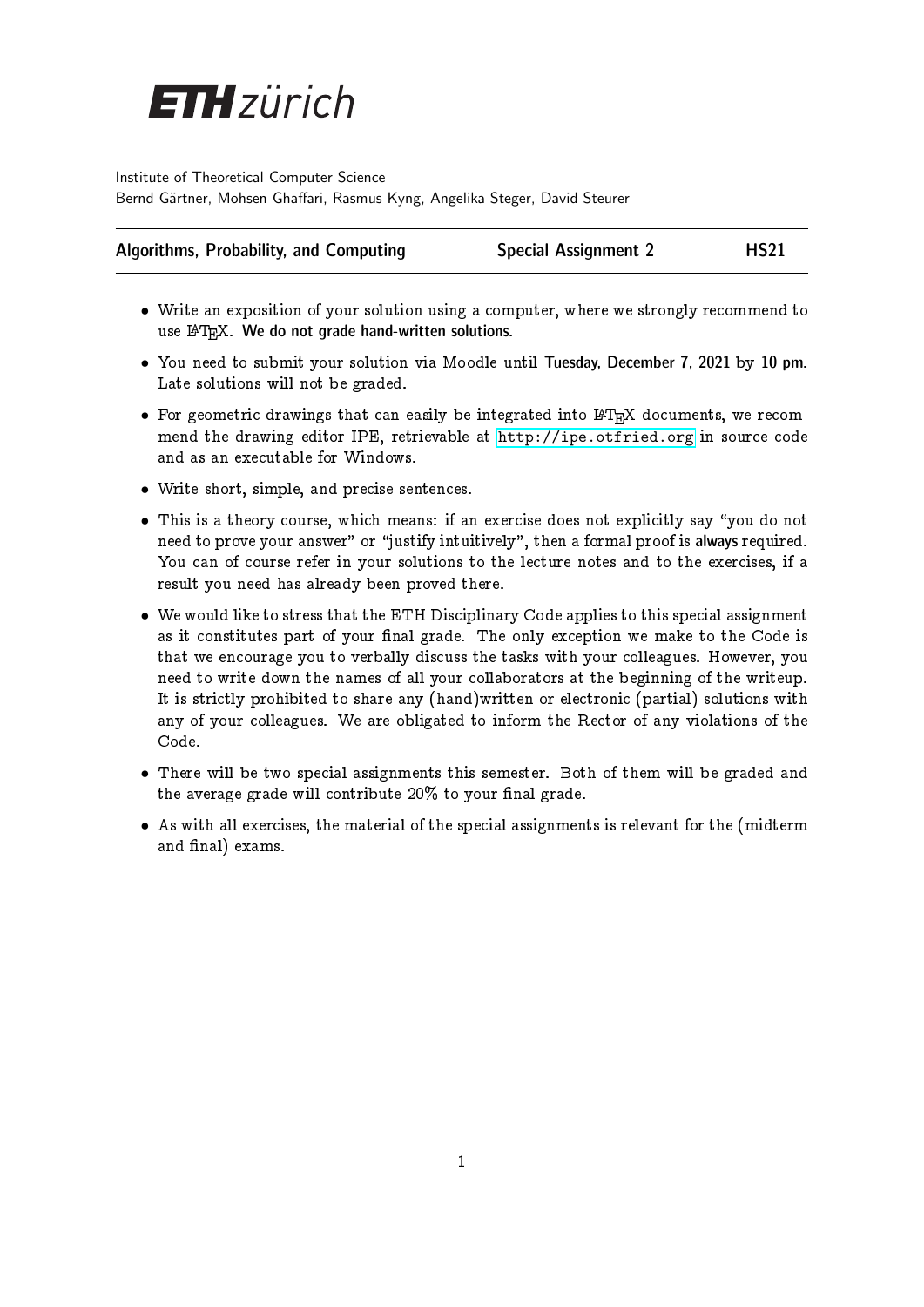# ETH zürich

Institute of Theoretical Computer Science
Bernd Gärtner, Mohsen Ghaffari, Rasmus Kyng, Angelika Steger, David Steurer

| Algorithms, Probability, and Computing | Special Assignment 2 | HS21 |
|---|---|---|

- Write an exposition of your solution using a computer, where we strongly recommend to use LaTeX. **We do not grade hand-written solutions.**
- You need to submit your solution via Moodle until **Tuesday, December 7, 2021 by 10 pm**. Late solutions will not be graded.
- For geometric drawings that can easily be integrated into LaTeX documents, we recommend the drawing editor IPE, retrievable at http://ipe.otfried.org in source code and as an executable for Windows.
- Write short, simple, and precise sentences.
- This is a theory course, which means: if an exercise does not explicitly say "you do not need to prove your answer" or "justify intuitively", then a formal proof is **always** required. You can of course refer in your solutions to the lecture notes and to the exercises, if a result you need has already been proved there.
- We would like to stress that the ETH Disciplinary Code applies to this special assignment as it constitutes part of your final grade. The only exception we make to the Code is that we encourage you to verbally discuss the tasks with your colleagues. However, you need to write down the names of all your collaborators at the beginning of the writeup. It is strictly prohibited to share any (hand)written or electronic (partial) solutions with any of your colleagues. We are obligated to inform the Rector of any violations of the Code.
- There will be two special assignments this semester. Both of them will be graded and the average grade will contribute 20% to your final grade.
- As with all exercises, the material of the special assignments is relevant for the (midterm and final) exams.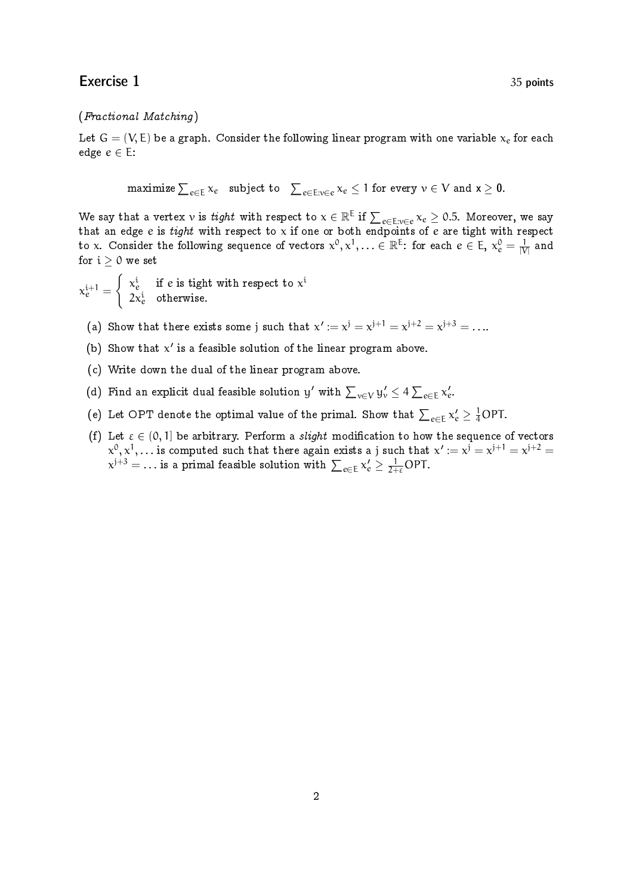## Exercise 1

35 points

(*Fractional Matching*)

Let $G = (V, E)$ be a graph. Consider the following linear program with one variable $x_e$ for each edge $e \in E$:

$$\text{maximize} \sum_{e \in E} x_e \quad \text{subject to} \quad \sum_{e \in E: v \in e} x_e \leq 1 \text{ for every } v \in V \text{ and } x \geq 0.$$

We say that a vertex $v$ is *tight* with respect to $x \in \mathbb{R}^E$ if $\sum_{e \in E: v \in e} x_e \geq 0.5$. Moreover, we say that an edge $e$ is *tight* with respect to $x$ if one or both endpoints of $e$ are tight with respect to $x$. Consider the following sequence of vectors $x^0, x^1, \ldots \in \mathbb{R}^E$: for each $e \in E$, $x_e^0 = \frac{1}{|V|}$ and for $i \geq 0$ we set

$$x_e^{i+1} = \begin{cases} x_e^i & \text{if } e \text{ is tight with respect to } x^i \\ 2x_e^i & \text{otherwise.} \end{cases}$$

(a) Show that there exists some $j$ such that $x' := x^j = x^{j+1} = x^{j+2} = x^{j+3} = \ldots$.

(b) Show that $x'$ is a feasible solution of the linear program above.

(c) Write down the dual of the linear program above.

(d) Find an explicit dual feasible solution $y'$ with $\sum_{v \in V} y'_v \leq 4 \sum_{e \in E} x'_e$.

(e) Let OPT denote the optimal value of the primal. Show that $\sum_{e \in E} x'_e \geq \frac{1}{4}\text{OPT}$.

(f) Let $\varepsilon \in (0, 1]$ be arbitrary. Perform a *slight* modification to how the sequence of vectors $x^0, x^1, \ldots$ is computed such that there again exists a $j$ such that $x' := x^j = x^{j+1} = x^{j+2} = x^{j+3} = \ldots$ is a primal feasible solution with $\sum_{e \in E} x'_e \geq \frac{1}{2+\varepsilon}\text{OPT}$.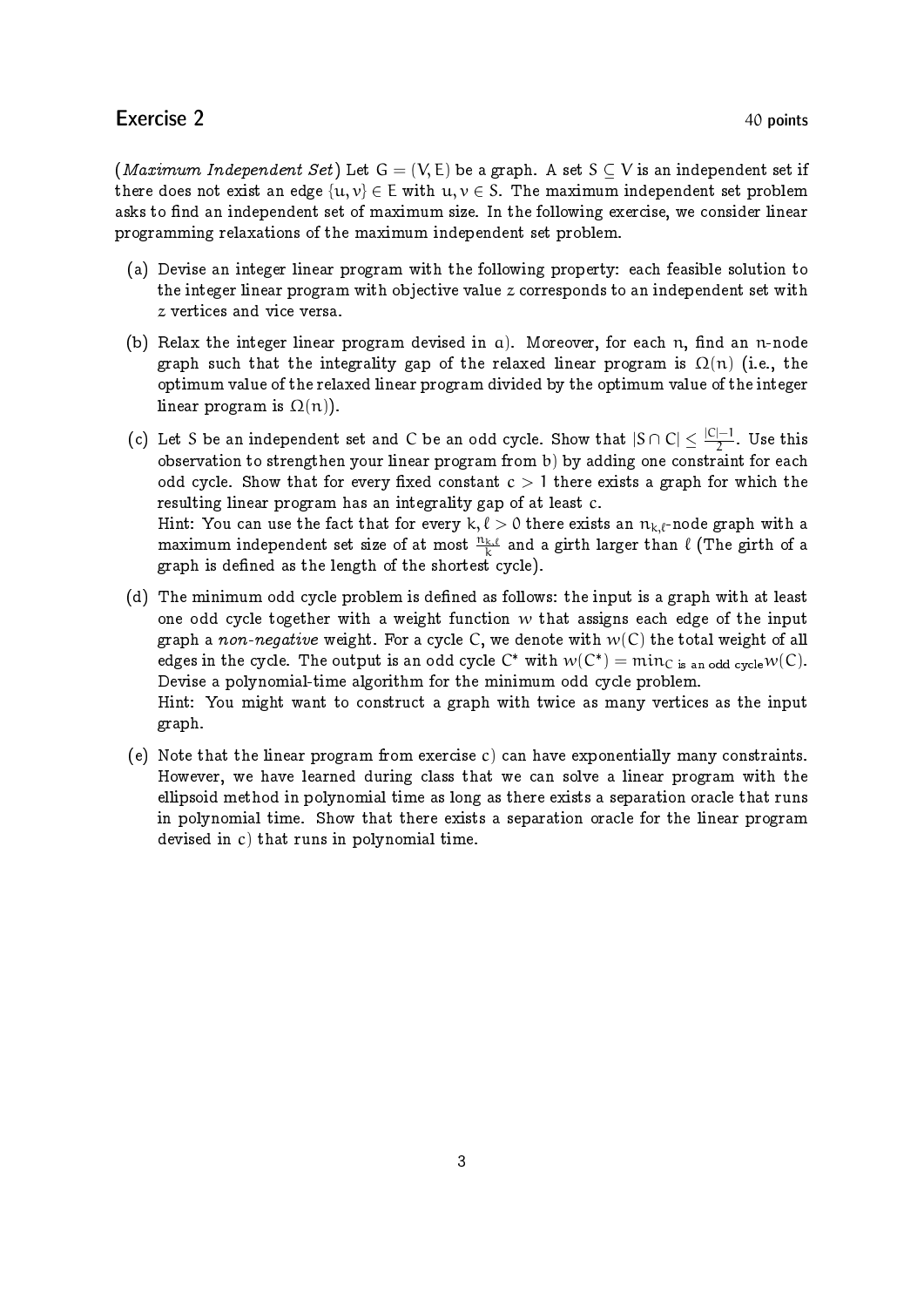## Exercise 2

40 points

(*Maximum Independent Set*) Let $G = (V, E)$ be a graph. A set $S \subseteq V$ is an independent set if there does not exist an edge $\{u, v\} \in E$ with $u, v \in S$. The maximum independent set problem asks to find an independent set of maximum size. In the following exercise, we consider linear programming relaxations of the maximum independent set problem.

(a) Devise an integer linear program with the following property: each feasible solution to the integer linear program with objective value $z$ corresponds to an independent set with $z$ vertices and vice versa.

(b) Relax the integer linear program devised in a). Moreover, for each $n$, find an $n$-node graph such that the integrality gap of the relaxed linear program is $\Omega(n)$ (i.e., the optimum value of the relaxed linear program divided by the optimum value of the integer linear program is $\Omega(n)$).

(c) Let $S$ be an independent set and $C$ be an odd cycle. Show that $|S \cap C| \leq \frac{|C|-1}{2}$. Use this observation to strengthen your linear program from b) by adding one constraint for each odd cycle. Show that for every fixed constant $c > 1$ there exists a graph for which the resulting linear program has an integrality gap of at least $c$.
Hint: You can use the fact that for every $k, \ell > 0$ there exists an $n_{k,\ell}$-node graph with a maximum independent set size of at most $\frac{n_{k,\ell}}{k}$ and a girth larger than $\ell$ (The girth of a graph is defined as the length of the shortest cycle).

(d) The minimum odd cycle problem is defined as follows: the input is a graph with at least one odd cycle together with a weight function $w$ that assigns each edge of the input graph a *non-negative* weight. For a cycle $C$, we denote with $w(C)$ the total weight of all edges in the cycle. The output is an odd cycle $C^*$ with $w(C^*) = \min_{C \text{ is an odd cycle}} w(C)$. Devise a polynomial-time algorithm for the minimum odd cycle problem.
Hint: You might want to construct a graph with twice as many vertices as the input graph.

(e) Note that the linear program from exercise c) can have exponentially many constraints. However, we have learned during class that we can solve a linear program with the ellipsoid method in polynomial time as long as there exists a separation oracle that runs in polynomial time. Show that there exists a separation oracle for the linear program devised in c) that runs in polynomial time.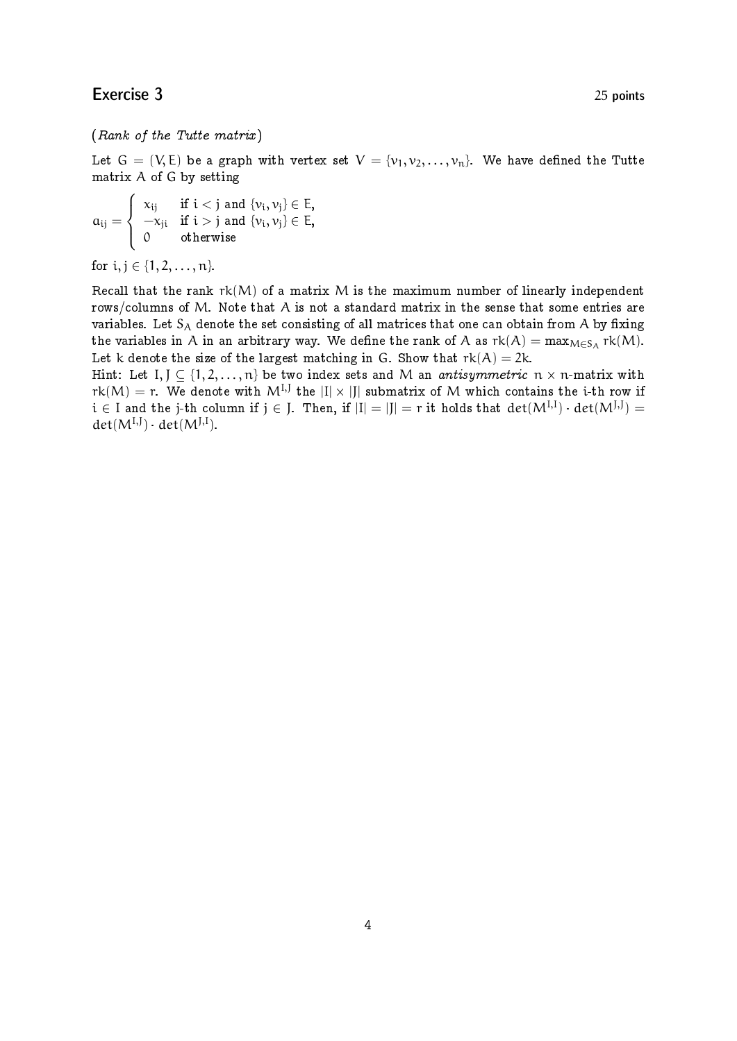## Exercise 3 25 points

(*Rank of the Tutte matrix*)

Let $G = (V, E)$ be a graph with vertex set $V = \{v_1, v_2, \ldots, v_n\}$. We have defined the Tutte matrix $A$ of $G$ by setting

$$a_{ij} = \begin{cases} x_{ij} & \text{if } i < j \text{ and } \{v_i, v_j\} \in E, \\ -x_{ji} & \text{if } i > j \text{ and } \{v_i, v_j\} \in E, \\ 0 & \text{otherwise} \end{cases}$$

for $i, j \in \{1, 2, \ldots, n\}$.

Recall that the rank $\mathrm{rk}(M)$ of a matrix $M$ is the maximum number of linearly independent rows/columns of $M$. Note that $A$ is not a standard matrix in the sense that some entries are variables. Let $S_A$ denote the set consisting of all matrices that one can obtain from $A$ by fixing the variables in $A$ in an arbitrary way. We define the rank of $A$ as $\mathrm{rk}(A) = \max_{M \in S_A} \mathrm{rk}(M)$. Let $k$ denote the size of the largest matching in $G$. Show that $\mathrm{rk}(A) = 2k$.

Hint: Let $I, J \subseteq \{1, 2, \ldots, n\}$ be two index sets and $M$ an *antisymmetric* $n \times n$-matrix with $\mathrm{rk}(M) = r$. We denote with $M^{I,J}$ the $|I| \times |J|$ submatrix of $M$ which contains the $i$-th row if $i \in I$ and the $j$-th column if $j \in J$. Then, if $|I| = |J| = r$ it holds that $\det(M^{I,I}) \cdot \det(M^{J,J}) = \det(M^{I,J}) \cdot \det(M^{J,I})$.